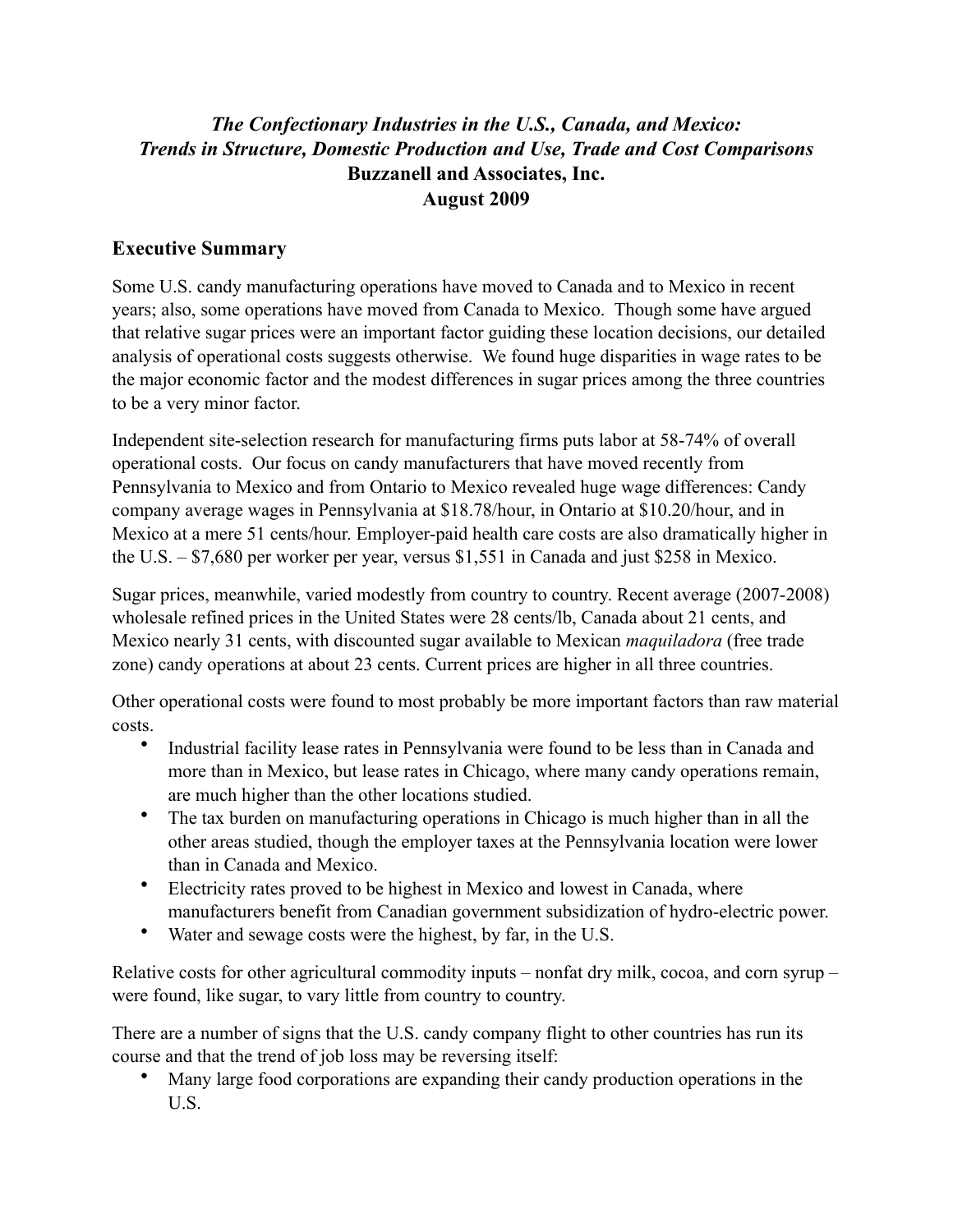***The Confectionary Industries in the U.S., Canada, and Mexico:***
***Trends in Structure, Domestic Production and Use, Trade and Cost Comparisons***
**Buzzanell and Associates, Inc.**
**August 2009**

## Executive Summary

Some U.S. candy manufacturing operations have moved to Canada and to Mexico in recent years; also, some operations have moved from Canada to Mexico. Though some have argued that relative sugar prices were an important factor guiding these location decisions, our detailed analysis of operational costs suggests otherwise. We found huge disparities in wage rates to be the major economic factor and the modest differences in sugar prices among the three countries to be a very minor factor.

Independent site-selection research for manufacturing firms puts labor at 58-74% of overall operational costs. Our focus on candy manufacturers that have moved recently from Pennsylvania to Mexico and from Ontario to Mexico revealed huge wage differences: Candy company average wages in Pennsylvania at $18.78/hour, in Ontario at $10.20/hour, and in Mexico at a mere 51 cents/hour. Employer-paid health care costs are also dramatically higher in the U.S. – $7,680 per worker per year, versus $1,551 in Canada and just $258 in Mexico.

Sugar prices, meanwhile, varied modestly from country to country. Recent average (2007-2008) wholesale refined prices in the United States were 28 cents/lb, Canada about 21 cents, and Mexico nearly 31 cents, with discounted sugar available to Mexican *maquiladora* (free trade zone) candy operations at about 23 cents. Current prices are higher in all three countries.

Other operational costs were found to most probably be more important factors than raw material costs.

- Industrial facility lease rates in Pennsylvania were found to be less than in Canada and more than in Mexico, but lease rates in Chicago, where many candy operations remain, are much higher than the other locations studied.
- The tax burden on manufacturing operations in Chicago is much higher than in all the other areas studied, though the employer taxes at the Pennsylvania location were lower than in Canada and Mexico.
- Electricity rates proved to be highest in Mexico and lowest in Canada, where manufacturers benefit from Canadian government subsidization of hydro-electric power.
- Water and sewage costs were the highest, by far, in the U.S.

Relative costs for other agricultural commodity inputs – nonfat dry milk, cocoa, and corn syrup – were found, like sugar, to vary little from country to country.

There are a number of signs that the U.S. candy company flight to other countries has run its course and that the trend of job loss may be reversing itself:

- Many large food corporations are expanding their candy production operations in the U.S.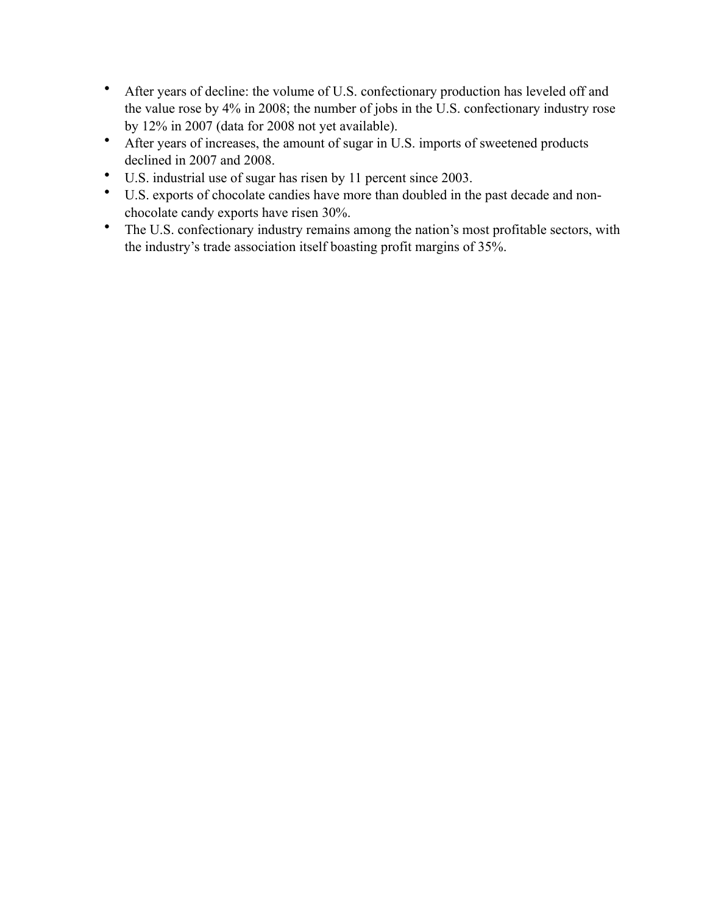- After years of decline: the volume of U.S. confectionary production has leveled off and the value rose by 4% in 2008; the number of jobs in the U.S. confectionary industry rose by 12% in 2007 (data for 2008 not yet available).
- After years of increases, the amount of sugar in U.S. imports of sweetened products declined in 2007 and 2008.
- U.S. industrial use of sugar has risen by 11 percent since 2003.
- U.S. exports of chocolate candies have more than doubled in the past decade and non-chocolate candy exports have risen 30%.
- The U.S. confectionary industry remains among the nation's most profitable sectors, with the industry's trade association itself boasting profit margins of 35%.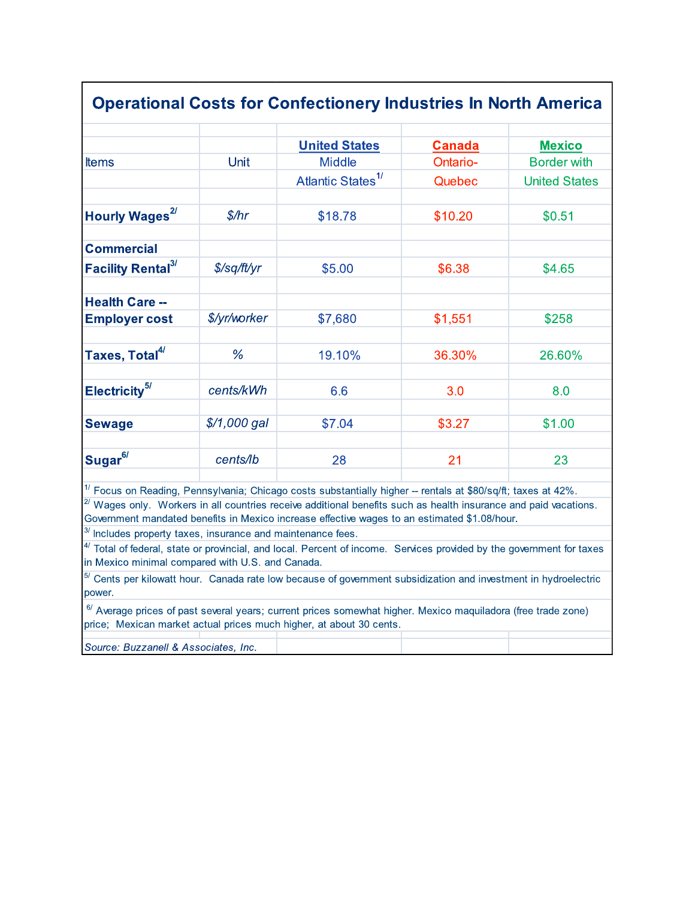## Operational Costs for Confectionery Industries In North America

| Items | Unit | United States<br>Middle<br>Atlantic States[1/] | Canada<br>Ontario-<br>Quebec | Mexico<br>Border with<br>United States |
|---|---|---|---|---|
| **Hourly Wages**[2/] | *$/hr* | $18.78 | $10.20 | $0.51 |
| **Commercial Facility Rental**[3/] | *$/sq/ft/yr* | $5.00 | $6.38 | $4.65 |
| **Health Care -- Employer cost** | *$/yr/worker* | $7,680 | $1,551 | $258 |
| **Taxes, Total**[4/] | *%* | 19.10% | 36.30% | 26.60% |
| **Electricity**[5/] | *cents/kWh* | 6.6 | 3.0 | 8.0 |
| **Sewage** | *$/1,000 gal* | $7.04 | $3.27 | $1.00 |
| **Sugar**[6/] | *cents/lb* | 28 | 21 | 23 |

[1/] Focus on Reading, Pennsylvania; Chicago costs substantially higher -- rentals at $80/sq/ft; taxes at 42%.

[2/] Wages only. Workers in all countries receive additional benefits such as health insurance and paid vacations. Government mandated benefits in Mexico increase effective wages to an estimated $1.08/hour.

[3/] Includes property taxes, insurance and maintenance fees.

[4/] Total of federal, state or provincial, and local. Percent of income. Services provided by the government for taxes in Mexico minimal compared with U.S. and Canada.

[5/] Cents per kilowatt hour. Canada rate low because of government subsidization and investment in hydroelectric power.

[6/] Average prices of past several years; current prices somewhat higher. Mexico maquiladora (free trade zone) price; Mexican market actual prices much higher, at about 30 cents.

*Source: Buzzanell & Associates, Inc.*